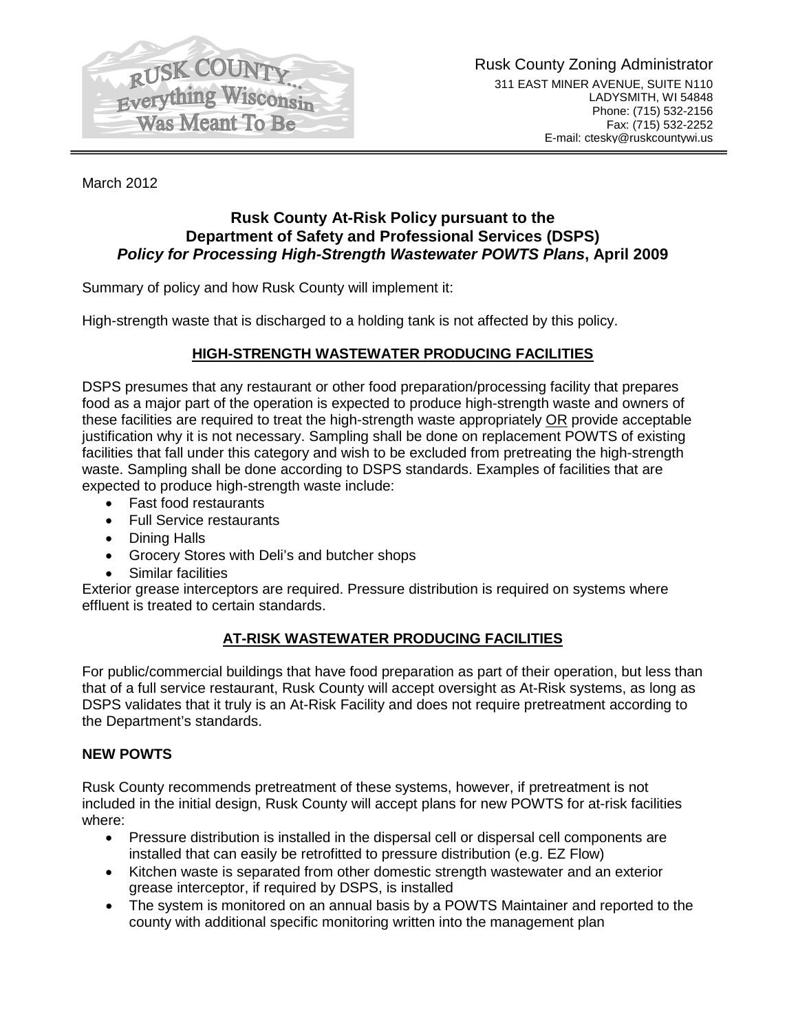Rusk County Zoning Administrator
311 EAST MINER AVENUE, SUITE N110
LADYSMITH, WI 54848
Phone: (715) 532-2156
Fax: (715) 532-2252
E-mail: ctesky@ruskcountywi.us

March 2012

## Rusk County At-Risk Policy pursuant to the Department of Safety and Professional Services (DSPS) *Policy for Processing High-Strength Wastewater POWTS Plans*, April 2009

Summary of policy and how Rusk County will implement it:

High-strength waste that is discharged to a holding tank is not affected by this policy.

### HIGH-STRENGTH WASTEWATER PRODUCING FACILITIES

DSPS presumes that any restaurant or other food preparation/processing facility that prepares food as a major part of the operation is expected to produce high-strength waste and owners of these facilities are required to treat the high-strength waste appropriately OR provide acceptable justification why it is not necessary. Sampling shall be done on replacement POWTS of existing facilities that fall under this category and wish to be excluded from pretreating the high-strength waste. Sampling shall be done according to DSPS standards. Examples of facilities that are expected to produce high-strength waste include:

- Fast food restaurants
- Full Service restaurants
- Dining Halls
- Grocery Stores with Deli's and butcher shops
- Similar facilities

Exterior grease interceptors are required. Pressure distribution is required on systems where effluent is treated to certain standards.

### AT-RISK WASTEWATER PRODUCING FACILITIES

For public/commercial buildings that have food preparation as part of their operation, but less than that of a full service restaurant, Rusk County will accept oversight as At-Risk systems, as long as DSPS validates that it truly is an At-Risk Facility and does not require pretreatment according to the Department's standards.

#### NEW POWTS

Rusk County recommends pretreatment of these systems, however, if pretreatment is not included in the initial design, Rusk County will accept plans for new POWTS for at-risk facilities where:

- Pressure distribution is installed in the dispersal cell or dispersal cell components are installed that can easily be retrofitted to pressure distribution (e.g. EZ Flow)
- Kitchen waste is separated from other domestic strength wastewater and an exterior grease interceptor, if required by DSPS, is installed
- The system is monitored on an annual basis by a POWTS Maintainer and reported to the county with additional specific monitoring written into the management plan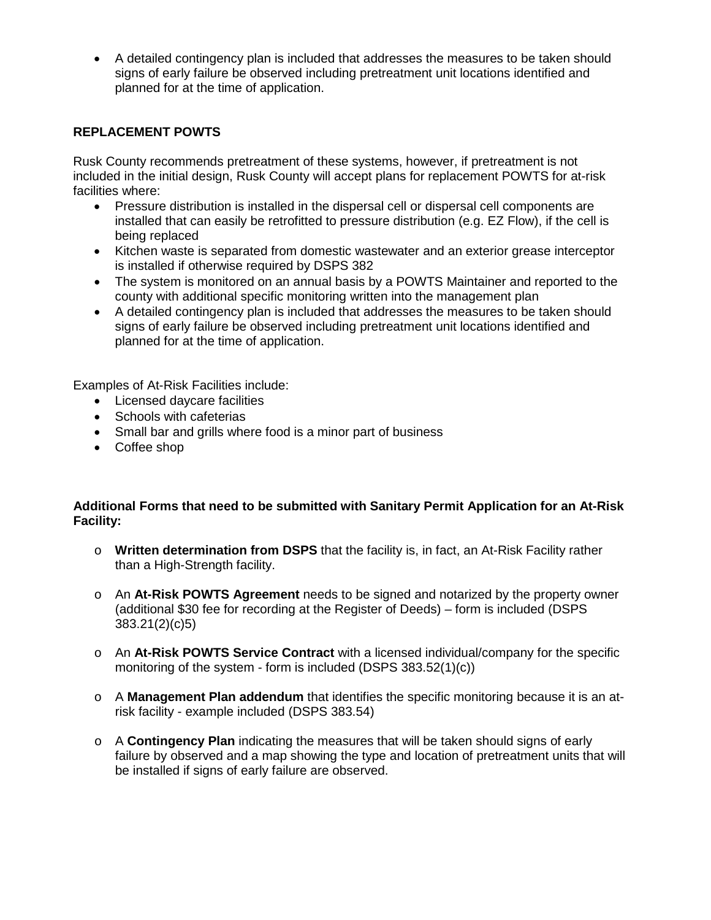- A detailed contingency plan is included that addresses the measures to be taken should signs of early failure be observed including pretreatment unit locations identified and planned for at the time of application.

**REPLACEMENT POWTS**

Rusk County recommends pretreatment of these systems, however, if pretreatment is not included in the initial design, Rusk County will accept plans for replacement POWTS for at-risk facilities where:

- Pressure distribution is installed in the dispersal cell or dispersal cell components are installed that can easily be retrofitted to pressure distribution (e.g. EZ Flow), if the cell is being replaced
- Kitchen waste is separated from domestic wastewater and an exterior grease interceptor is installed if otherwise required by DSPS 382
- The system is monitored on an annual basis by a POWTS Maintainer and reported to the county with additional specific monitoring written into the management plan
- A detailed contingency plan is included that addresses the measures to be taken should signs of early failure be observed including pretreatment unit locations identified and planned for at the time of application.

Examples of At-Risk Facilities include:

- Licensed daycare facilities
- Schools with cafeterias
- Small bar and grills where food is a minor part of business
- Coffee shop

**Additional Forms that need to be submitted with Sanitary Permit Application for an At-Risk Facility:**

- **Written determination from DSPS** that the facility is, in fact, an At-Risk Facility rather than a High-Strength facility.
- An **At-Risk POWTS Agreement** needs to be signed and notarized by the property owner (additional $30 fee for recording at the Register of Deeds) – form is included (DSPS 383.21(2)(c)5)
- An **At-Risk POWTS Service Contract** with a licensed individual/company for the specific monitoring of the system - form is included (DSPS 383.52(1)(c))
- A **Management Plan addendum** that identifies the specific monitoring because it is an at-risk facility - example included (DSPS 383.54)
- A **Contingency Plan** indicating the measures that will be taken should signs of early failure by observed and a map showing the type and location of pretreatment units that will be installed if signs of early failure are observed.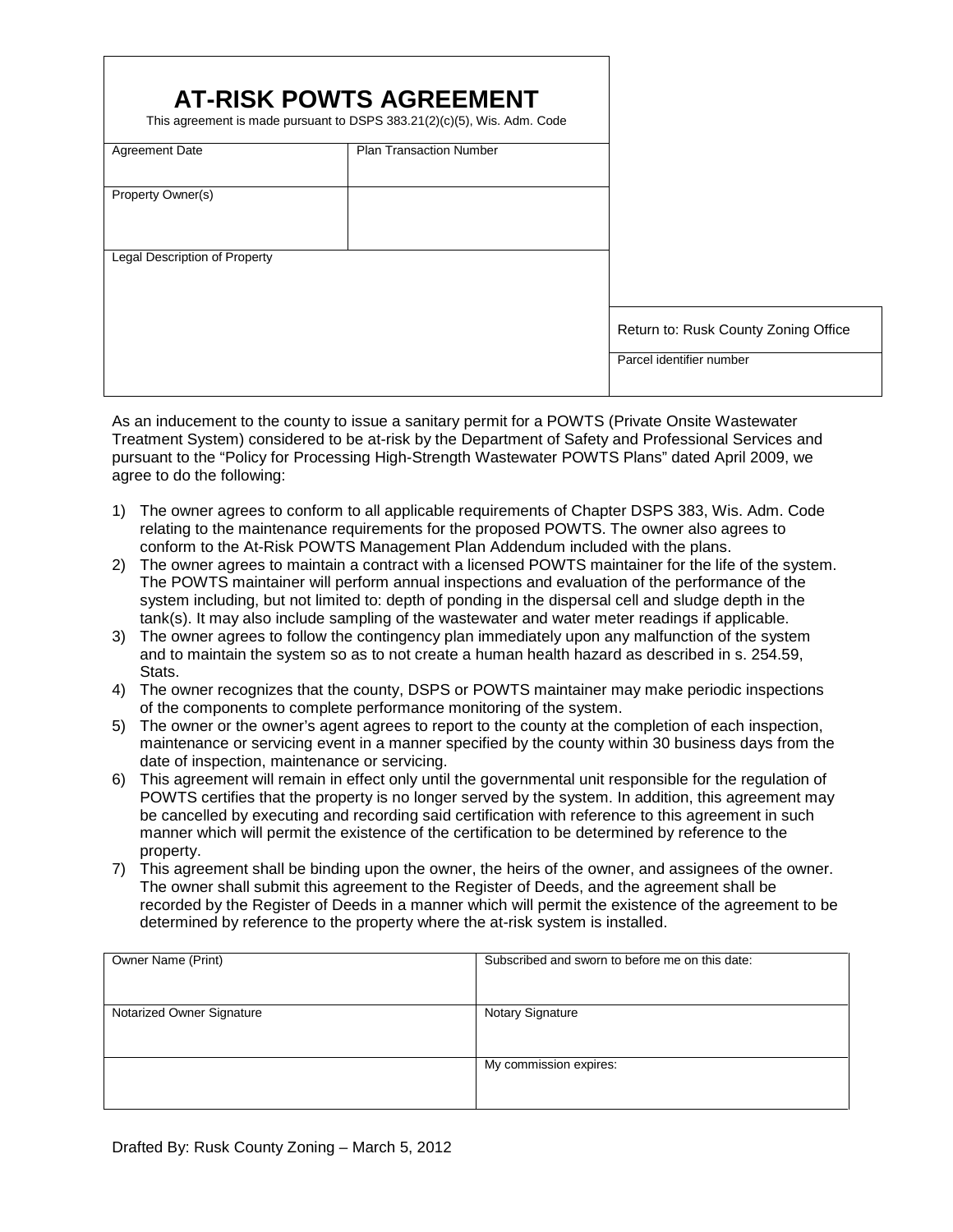# AT-RISK POWTS AGREEMENT

This agreement is made pursuant to DSPS 383.21(2)(c)(5), Wis. Adm. Code

| Agreement Date | Plan Transaction Number |
|---|---|
| Property Owner(s) | |
| Legal Description of Property | |

| Return to: Rusk County Zoning Office |
|---|
| Parcel identifier number |

As an inducement to the county to issue a sanitary permit for a POWTS (Private Onsite Wastewater Treatment System) considered to be at-risk by the Department of Safety and Professional Services and pursuant to the "Policy for Processing High-Strength Wastewater POWTS Plans" dated April 2009, we agree to do the following:

1) The owner agrees to conform to all applicable requirements of Chapter DSPS 383, Wis. Adm. Code relating to the maintenance requirements for the proposed POWTS. The owner also agrees to conform to the At-Risk POWTS Management Plan Addendum included with the plans.
2) The owner agrees to maintain a contract with a licensed POWTS maintainer for the life of the system. The POWTS maintainer will perform annual inspections and evaluation of the performance of the system including, but not limited to: depth of ponding in the dispersal cell and sludge depth in the tank(s). It may also include sampling of the wastewater and water meter readings if applicable.
3) The owner agrees to follow the contingency plan immediately upon any malfunction of the system and to maintain the system so as to not create a human health hazard as described in s. 254.59, Stats.
4) The owner recognizes that the county, DSPS or POWTS maintainer may make periodic inspections of the components to complete performance monitoring of the system.
5) The owner or the owner's agent agrees to report to the county at the completion of each inspection, maintenance or servicing event in a manner specified by the county within 30 business days from the date of inspection, maintenance or servicing.
6) This agreement will remain in effect only until the governmental unit responsible for the regulation of POWTS certifies that the property is no longer served by the system. In addition, this agreement may be cancelled by executing and recording said certification with reference to this agreement in such manner which will permit the existence of the certification to be determined by reference to the property.
7) This agreement shall be binding upon the owner, the heirs of the owner, and assignees of the owner. The owner shall submit this agreement to the Register of Deeds, and the agreement shall be recorded by the Register of Deeds in a manner which will permit the existence of the agreement to be determined by reference to the property where the at-risk system is installed.

| Owner Name (Print) | Subscribed and sworn to before me on this date: |
|---|---|
| Notarized Owner Signature | Notary Signature |
| | My commission expires: |

Drafted By: Rusk County Zoning – March 5, 2012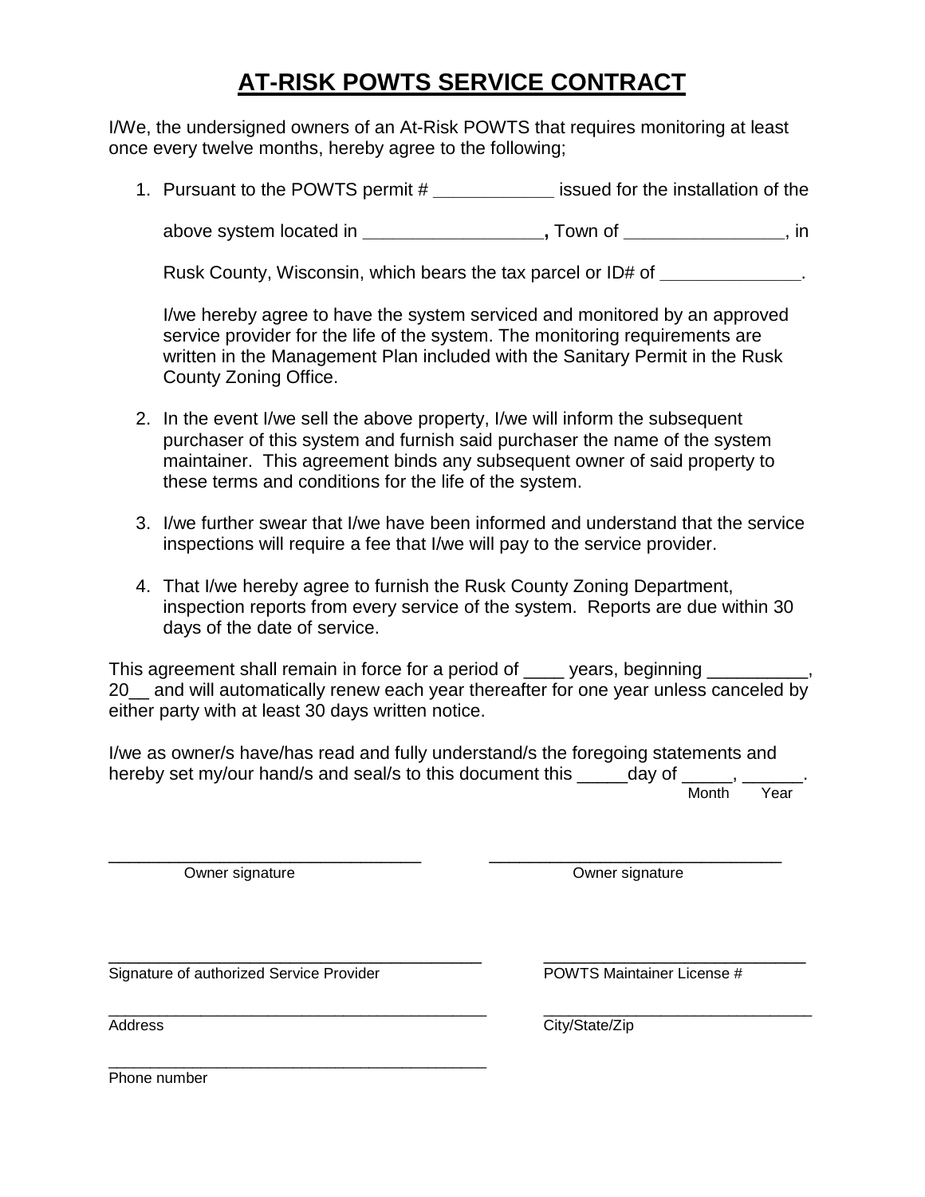# AT-RISK POWTS SERVICE CONTRACT

I/We, the undersigned owners of an At-Risk POWTS that requires monitoring at least once every twelve months, hereby agree to the following;

1. Pursuant to the POWTS permit # ____________ issued for the installation of the above system located in _________________**,** Town of ________________, in Rusk County, Wisconsin, which bears the tax parcel or ID# of ______________.

   I/we hereby agree to have the system serviced and monitored by an approved service provider for the life of the system. The monitoring requirements are written in the Management Plan included with the Sanitary Permit in the Rusk County Zoning Office.

2. In the event I/we sell the above property, I/we will inform the subsequent purchaser of this system and furnish said purchaser the name of the system maintainer. This agreement binds any subsequent owner of said property to these terms and conditions for the life of the system.

3. I/we further swear that I/we have been informed and understand that the service inspections will require a fee that I/we will pay to the service provider.

4. That I/we hereby agree to furnish the Rusk County Zoning Department, inspection reports from every service of the system. Reports are due within 30 days of the date of service.

This agreement shall remain in force for a period of ____ years, beginning __________, 20__ and will automatically renew each year thereafter for one year unless canceled by either party with at least 30 days written notice.

I/we as owner/s have/has read and fully understand/s the foregoing statements and hereby set my/our hand/s and seal/s to this document this _____day of _____, ______.
Month Year

________________________________ ________________________________
Owner signature Owner signature

________________________________________ ____________________________
Signature of authorized Service Provider POWTS Maintainer License #

________________________________________ ________________________________
Address City/State/Zip

________________________________________
Phone number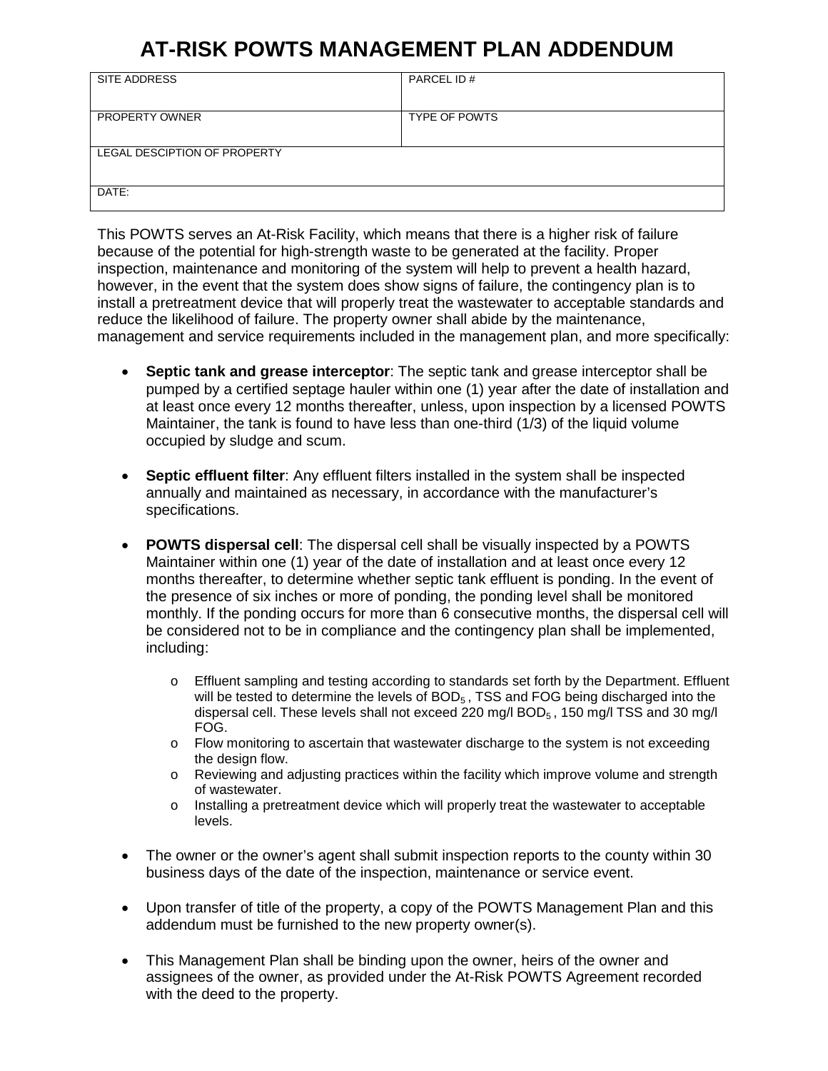# AT-RISK POWTS MANAGEMENT PLAN ADDENDUM

| | |
|---|---|
| SITE ADDRESS | PARCEL ID # |
| PROPERTY OWNER | TYPE OF POWTS |
| LEGAL DESCIPTION OF PROPERTY | |
| DATE: | |

This POWTS serves an At-Risk Facility, which means that there is a higher risk of failure because of the potential for high-strength waste to be generated at the facility. Proper inspection, maintenance and monitoring of the system will help to prevent a health hazard, however, in the event that the system does show signs of failure, the contingency plan is to install a pretreatment device that will properly treat the wastewater to acceptable standards and reduce the likelihood of failure. The property owner shall abide by the maintenance, management and service requirements included in the management plan, and more specifically:

- **Septic tank and grease interceptor**: The septic tank and grease interceptor shall be pumped by a certified septage hauler within one (1) year after the date of installation and at least once every 12 months thereafter, unless, upon inspection by a licensed POWTS Maintainer, the tank is found to have less than one-third (1/3) of the liquid volume occupied by sludge and scum.

- **Septic effluent filter**: Any effluent filters installed in the system shall be inspected annually and maintained as necessary, in accordance with the manufacturer's specifications.

- **POWTS dispersal cell**: The dispersal cell shall be visually inspected by a POWTS Maintainer within one (1) year of the date of installation and at least once every 12 months thereafter, to determine whether septic tank effluent is ponding. In the event of the presence of six inches or more of ponding, the ponding level shall be monitored monthly. If the ponding occurs for more than 6 consecutive months, the dispersal cell will be considered not to be in compliance and the contingency plan shall be implemented, including:

  - Effluent sampling and testing according to standards set forth by the Department. Effluent will be tested to determine the levels of $BOD_5$, TSS and FOG being discharged into the dispersal cell. These levels shall not exceed 220 mg/l $BOD_5$, 150 mg/l TSS and 30 mg/l FOG.
  - Flow monitoring to ascertain that wastewater discharge to the system is not exceeding the design flow.
  - Reviewing and adjusting practices within the facility which improve volume and strength of wastewater.
  - Installing a pretreatment device which will properly treat the wastewater to acceptable levels.

- The owner or the owner's agent shall submit inspection reports to the county within 30 business days of the date of the inspection, maintenance or service event.

- Upon transfer of title of the property, a copy of the POWTS Management Plan and this addendum must be furnished to the new property owner(s).

- This Management Plan shall be binding upon the owner, heirs of the owner and assignees of the owner, as provided under the At-Risk POWTS Agreement recorded with the deed to the property.